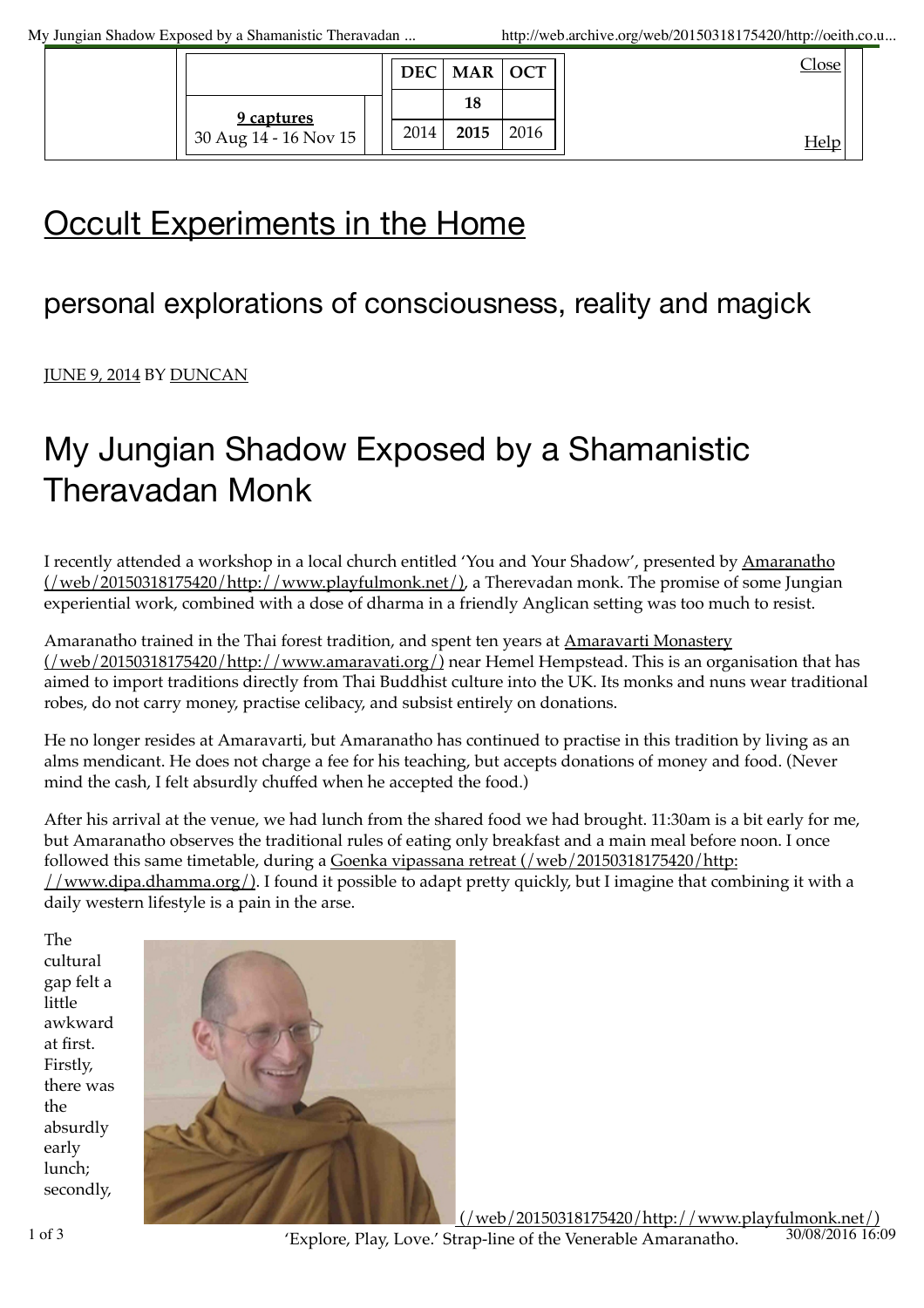# Occult Experiments in the Home

## personal explorations of consciousness, reality and magick

JUNE 9, 2014 BY DUNCAN

# My Jungian Shadow Exposed by a Shamanistic Theravadan Monk

I recently attended a workshop in a local church entitled 'You and Your Shadow', presented by Amaranatho (/web/20150318175420/http://www.playfulmonk.net/), a Therevadan monk. The promise of some Jungian experiential work, combined with a dose of dharma in a friendly Anglican setting was too much to resist.

Amaranatho trained in the Thai forest tradition, and spent ten years at Amaravarti Monastery (/web/20150318175420/http://www.amaravati.org/) near Hemel Hempstead. This is an organisation that has aimed to import traditions directly from Thai Buddhist culture into the UK. Its monks and nuns wear traditional robes, do not carry money, practise celibacy, and subsist entirely on donations.

He no longer resides at Amaravarti, but Amaranatho has continued to practise in this tradition by living as an alms mendicant. He does not charge a fee for his teaching, but accepts donations of money and food. (Never mind the cash, I felt absurdly chuffed when he accepted the food.)

After his arrival at the venue, we had lunch from the shared food we had brought. 11:30am is a bit early for me, but Amaranatho observes the traditional rules of eating only breakfast and a main meal before noon. I once followed this same timetable, during a Goenka vipassana retreat (/web/20150318175420/http://www.dipa.dhamma.org/). I found it possible to adapt pretty quickly, but I imagine that combining it with a daily western lifestyle is a pain in the arse.

The cultural gap felt a little awkward at first. Firstly, there was the absurdly early lunch; secondly,

(/web/20150318175420/http://www.playfulmonk.net/)

'Explore, Play, Love.' Strap-line of the Venerable Amaranatho.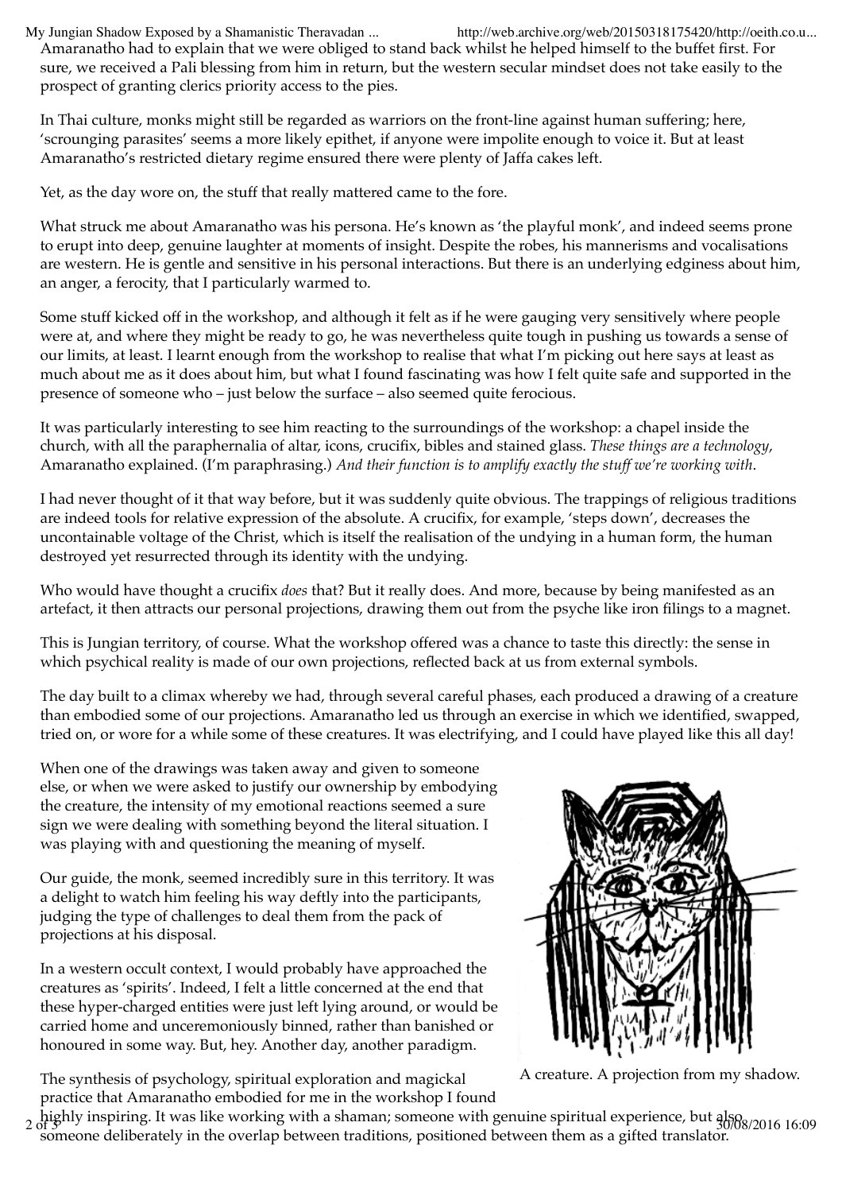Amaranatho had to explain that we were obliged to stand back whilst he helped himself to the buffet first. For sure, we received a Pali blessing from him in return, but the western secular mindset does not take easily to the prospect of granting clerics priority access to the pies.

In Thai culture, monks might still be regarded as warriors on the front-line against human suffering; here, 'scrounging parasites' seems a more likely epithet, if anyone were impolite enough to voice it. But at least Amaranatho's restricted dietary regime ensured there were plenty of Jaffa cakes left.

Yet, as the day wore on, the stuff that really mattered came to the fore.

What struck me about Amaranatho was his persona. He's known as 'the playful monk', and indeed seems prone to erupt into deep, genuine laughter at moments of insight. Despite the robes, his mannerisms and vocalisations are western. He is gentle and sensitive in his personal interactions. But there is an underlying edginess about him, an anger, a ferocity, that I particularly warmed to.

Some stuff kicked off in the workshop, and although it felt as if he were gauging very sensitively where people were at, and where they might be ready to go, he was nevertheless quite tough in pushing us towards a sense of our limits, at least. I learnt enough from the workshop to realise that what I'm picking out here says at least as much about me as it does about him, but what I found fascinating was how I felt quite safe and supported in the presence of someone who – just below the surface – also seemed quite ferocious.

It was particularly interesting to see him reacting to the surroundings of the workshop: a chapel inside the church, with all the paraphernalia of altar, icons, crucifix, bibles and stained glass. *These things are a technology*, Amaranatho explained. (I'm paraphrasing.) *And their function is to amplify exactly the stuff we're working with*.

I had never thought of it that way before, but it was suddenly quite obvious. The trappings of religious traditions are indeed tools for relative expression of the absolute. A crucifix, for example, 'steps down', decreases the uncontainable voltage of the Christ, which is itself the realisation of the undying in a human form, the human destroyed yet resurrected through its identity with the undying.

Who would have thought a crucifix *does* that? But it really does. And more, because by being manifested as an artefact, it then attracts our personal projections, drawing them out from the psyche like iron filings to a magnet.

This is Jungian territory, of course. What the workshop offered was a chance to taste this directly: the sense in which psychical reality is made of our own projections, reflected back at us from external symbols.

The day built to a climax whereby we had, through several careful phases, each produced a drawing of a creature than embodied some of our projections. Amaranatho led us through an exercise in which we identified, swapped, tried on, or wore for a while some of these creatures. It was electrifying, and I could have played like this all day!

When one of the drawings was taken away and given to someone else, or when we were asked to justify our ownership by embodying the creature, the intensity of my emotional reactions seemed a sure sign we were dealing with something beyond the literal situation. I was playing with and questioning the meaning of myself.

Our guide, the monk, seemed incredibly sure in this territory. It was a delight to watch him feeling his way deftly into the participants, judging the type of challenges to deal them from the pack of projections at his disposal.

In a western occult context, I would probably have approached the creatures as 'spirits'. Indeed, I felt a little concerned at the end that these hyper-charged entities were just left lying around, or would be carried home and unceremoniously binned, rather than banished or honoured in some way. But, hey. Another day, another paradigm.

A creature. A projection from my shadow.

The synthesis of psychology, spiritual exploration and magickal practice that Amaranatho embodied for me in the workshop I found highly inspiring. It was like working with a shaman; someone with genuine spiritual experience, but also someone deliberately in the overlap between traditions, positioned between them as a gifted translator.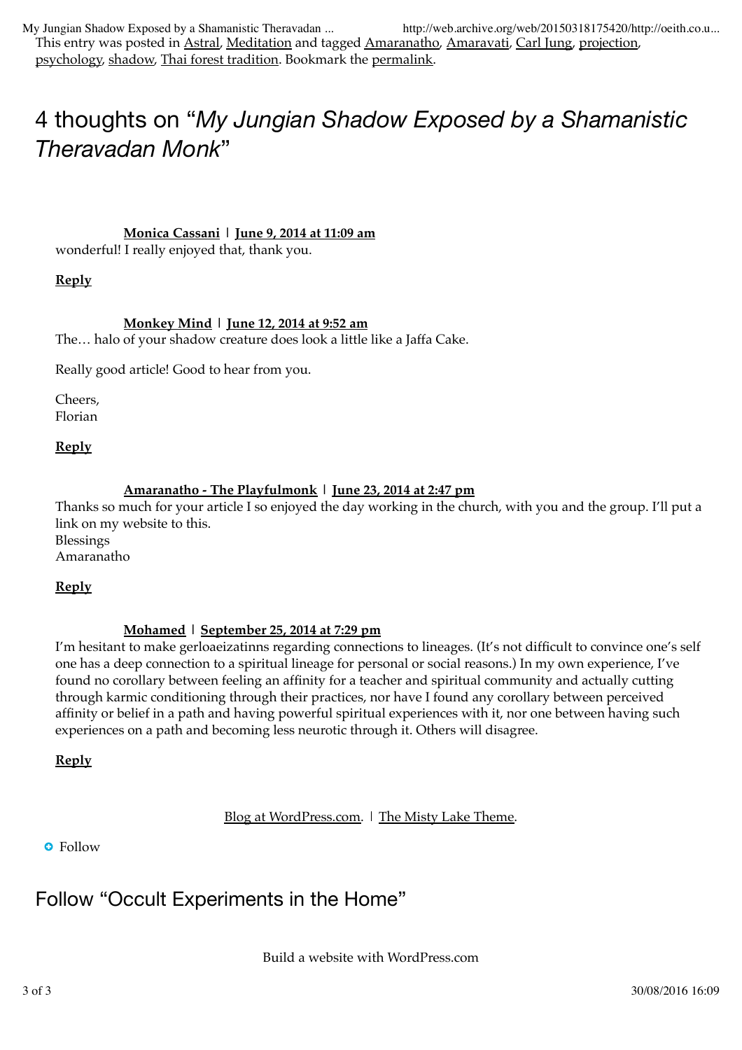This entry was posted in Astral, Meditation and tagged Amaranatho, Amaravati, Carl Jung, projection, psychology, shadow, Thai forest tradition. Bookmark the permalink.

# 4 thoughts on "*My Jungian Shadow Exposed by a Shamanistic Theravadan Monk*"

**Monica Cassani** | **June 9, 2014 at 11:09 am**

wonderful! I really enjoyed that, thank you.

**Reply**

**Monkey Mind** | **June 12, 2014 at 9:52 am**

The… halo of your shadow creature does look a little like a Jaffa Cake.

Really good article! Good to hear from you.

Cheers,
Florian

**Reply**

**Amaranatho - The Playfulmonk** | **June 23, 2014 at 2:47 pm**

Thanks so much for your article I so enjoyed the day working in the church, with you and the group. I'll put a link on my website to this.
Blessings
Amaranatho

**Reply**

**Mohamed** | **September 25, 2014 at 7:29 pm**

I'm hesitant to make gerloaeizatinns regarding connections to lineages. (It's not difficult to convince one's self one has a deep connection to a spiritual lineage for personal or social reasons.) In my own experience, I've found no corollary between feeling an affinity for a teacher and spiritual community and actually cutting through karmic conditioning through their practices, nor have I found any corollary between perceived affinity or belief in a path and having powerful spiritual experiences with it, nor one between having such experiences on a path and becoming less neurotic through it. Others will disagree.

**Reply**

Blog at WordPress.com. | The Misty Lake Theme.

Follow

## Follow "Occult Experiments in the Home"

Build a website with WordPress.com